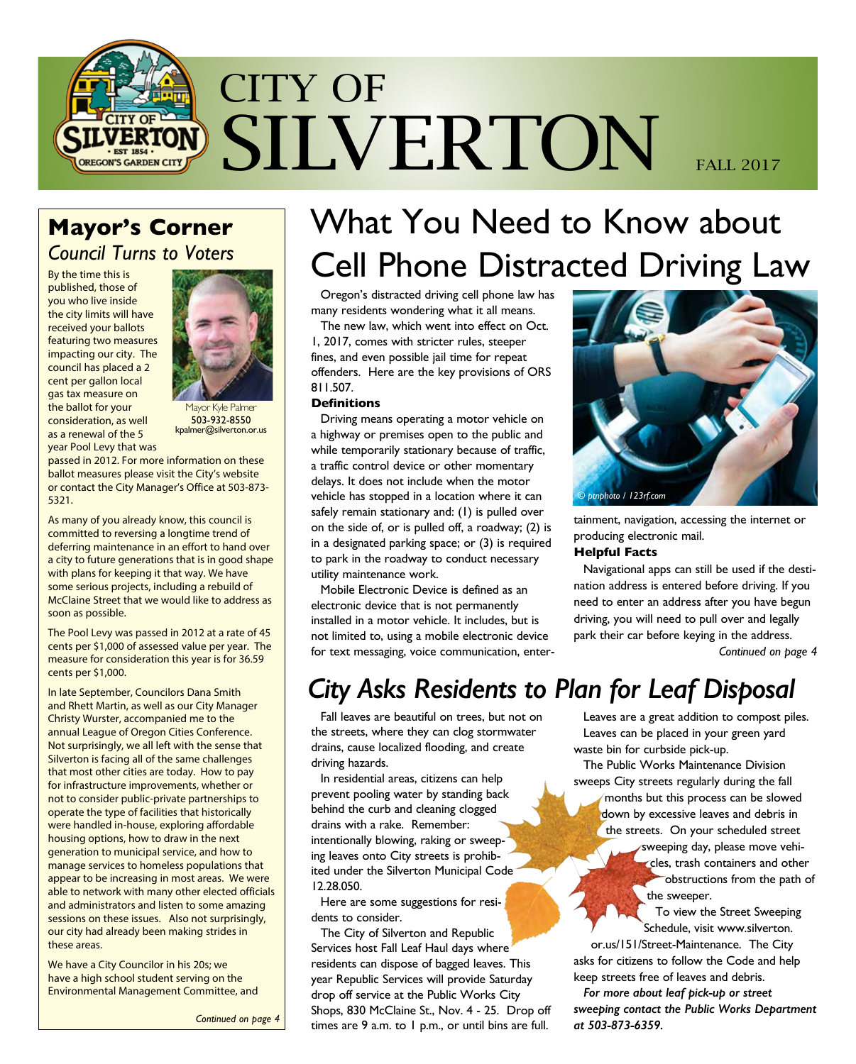# CITY OF SILVERTON

FALL 2017

## Mayor's Corner

*Council Turns to Voters*

By the time this is published, those of you who live inside the city limits will have received your ballots featuring two measures impacting our city. The council has placed a 2 cent per gallon local gas tax measure on the ballot for your consideration, as well as a renewal of the 5 year Pool Levy that was passed in 2012. For more information on these ballot measures please visit the City's website or contact the City Manager's Office at 503-873-5321.

Mayor Kyle Palmer
**503-932-8550**
kpalmer@silverton.or.us

As many of you already know, this council is committed to reversing a longtime trend of deferring maintenance in an effort to hand over a city to future generations that is in good shape with plans for keeping it that way. We have some serious projects, including a rebuild of McClaine Street that we would like to address as soon as possible.

The Pool Levy was passed in 2012 at a rate of 45 cents per $1,000 of assessed value per year. The measure for consideration this year is for 36.59 cents per $1,000.

In late September, Councilors Dana Smith and Rhett Martin, as well as our City Manager Christy Wurster, accompanied me to the annual League of Oregon Cities Conference. Not surprisingly, we all left with the sense that Silverton is facing all of the same challenges that most other cities are today. How to pay for infrastructure improvements, whether or not to consider public-private partnerships to operate the type of facilities that historically were handled in-house, exploring affordable housing options, how to draw in the next generation to municipal service, and how to manage services to homeless populations that appear to be increasing in most areas. We were able to network with many other elected officials and administrators and listen to some amazing sessions on these issues. Also not surprisingly, our city had already been making strides in these areas.

We have a City Councilor in his 20s; we have a high school student serving on the Environmental Management Committee, and

*Continued on page 4*

# What You Need to Know about Cell Phone Distracted Driving Law

Oregon's distracted driving cell phone law has many residents wondering what it all means.

The new law, which went into effect on Oct. 1, 2017, comes with stricter rules, steeper fines, and even possible jail time for repeat offenders. Here are the key provisions of ORS 811.507.

**Definitions**

Driving means operating a motor vehicle on a highway or premises open to the public and while temporarily stationary because of traffic, a traffic control device or other momentary delays. It does not include when the motor vehicle has stopped in a location where it can safely remain stationary and: (1) is pulled over on the side of, or is pulled off, a roadway; (2) is in a designated parking space; or (3) is required to park in the roadway to conduct necessary utility maintenance work.

Mobile Electronic Device is defined as an electronic device that is not permanently installed in a motor vehicle. It includes, but is not limited to, using a mobile electronic device for text messaging, voice communication, entertainment, navigation, accessing the internet or producing electronic mail.

*© ptnphoto / 123rf.com*

**Helpful Facts**

Navigational apps can still be used if the destination address is entered before driving. If you need to enter an address after you have begun driving, you will need to pull over and legally park their car before keying in the address.

*Continued on page 4*

# *City Asks Residents to Plan for Leaf Disposal*

Fall leaves are beautiful on trees, but not on the streets, where they can clog stormwater drains, cause localized flooding, and create driving hazards.

In residential areas, citizens can help prevent pooling water by standing back behind the curb and cleaning clogged drains with a rake. Remember: intentionally blowing, raking or sweeping leaves onto City streets is prohibited under the Silverton Municipal Code 12.28.050.

Here are some suggestions for residents to consider.

The City of Silverton and Republic Services host Fall Leaf Haul days where residents can dispose of bagged leaves. This year Republic Services will provide Saturday drop off service at the Public Works City Shops, 830 McClaine St., Nov. 4 - 25. Drop off times are 9 a.m. to 1 p.m., or until bins are full.

Leaves are a great addition to compost piles.

Leaves can be placed in your green yard waste bin for curbside pick-up.

The Public Works Maintenance Division sweeps City streets regularly during the fall months but this process can be slowed down by excessive leaves and debris in the streets. On your scheduled street sweeping day, please move vehicles, trash containers and other obstructions from the path of the sweeper.

To view the Street Sweeping Schedule, visit www.silverton.or.us/151/Street-Maintenance. The City asks for citizens to follow the Code and help keep streets free of leaves and debris.

***For more about leaf pick-up or street sweeping contact the Public Works Department at 503-873-6359.***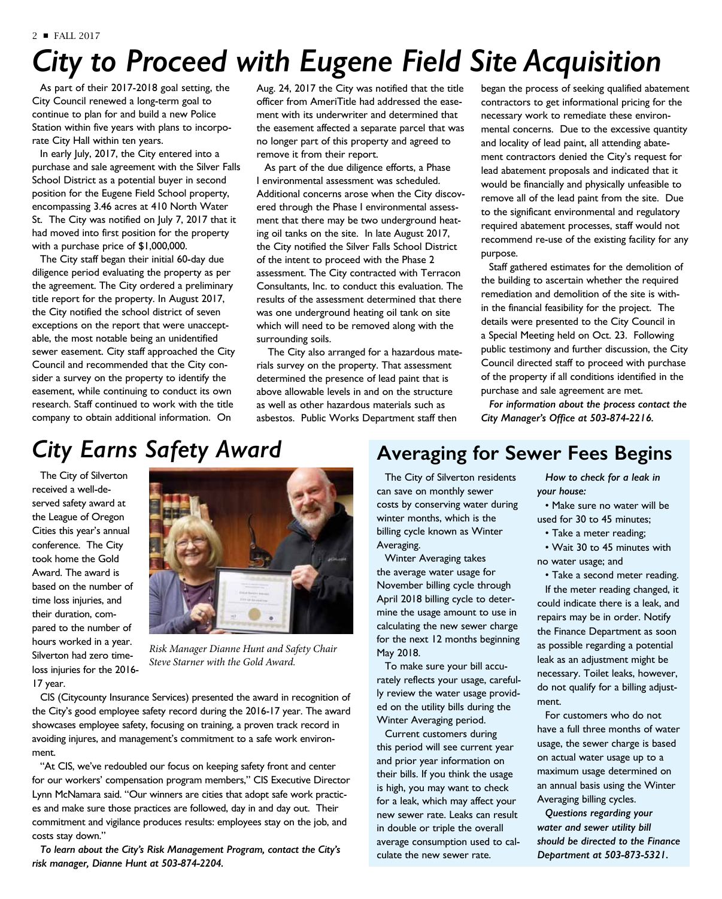# City to Proceed with Eugene Field Site Acquisition

As part of their 2017-2018 goal setting, the City Council renewed a long-term goal to continue to plan for and build a new Police Station within five years with plans to incorporate City Hall within ten years.

In early July, 2017, the City entered into a purchase and sale agreement with the Silver Falls School District as a potential buyer in second position for the Eugene Field School property, encompassing 3.46 acres at 410 North Water St. The City was notified on July 7, 2017 that it had moved into first position for the property with a purchase price of $1,000,000.

The City staff began their initial 60-day due diligence period evaluating the property as per the agreement. The City ordered a preliminary title report for the property. In August 2017, the City notified the school district of seven exceptions on the report that were unacceptable, the most notable being an unidentified sewer easement. City staff approached the City Council and recommended that the City consider a survey on the property to identify the easement, while continuing to conduct its own research. Staff continued to work with the title company to obtain additional information. On Aug. 24, 2017 the City was notified that the title officer from AmeriTitle had addressed the easement with its underwriter and determined that the easement affected a separate parcel that was no longer part of this property and agreed to remove it from their report.

As part of the due diligence efforts, a Phase I environmental assessment was scheduled. Additional concerns arose when the City discovered through the Phase I environmental assessment that there may be two underground heating oil tanks on the site. In late August 2017, the City notified the Silver Falls School District of the intent to proceed with the Phase 2 assessment. The City contracted with Terracon Consultants, Inc. to conduct this evaluation. The results of the assessment determined that there was one underground heating oil tank on site which will need to be removed along with the surrounding soils.

The City also arranged for a hazardous materials survey on the property. That assessment determined the presence of lead paint that is above allowable levels in and on the structure as well as other hazardous materials such as asbestos. Public Works Department staff then began the process of seeking qualified abatement contractors to get informational pricing for the necessary work to remediate these environmental concerns. Due to the excessive quantity and locality of lead paint, all attending abatement contractors denied the City's request for lead abatement proposals and indicated that it would be financially and physically unfeasible to remove all of the lead paint from the site. Due to the significant environmental and regulatory required abatement processes, staff would not recommend re-use of the existing facility for any purpose.

Staff gathered estimates for the demolition of the building to ascertain whether the required remediation and demolition of the site is within the financial feasibility for the project. The details were presented to the City Council in a Special Meeting held on Oct. 23. Following public testimony and further discussion, the City Council directed staff to proceed with purchase of the property if all conditions identified in the purchase and sale agreement are met.

***For information about the process contact the City Manager's Office at 503-874-2216.***

# City Earns Safety Award

The City of Silverton received a well-deserved safety award at the League of Oregon Cities this year's annual conference. The City took home the Gold Award. The award is based on the number of time loss injuries, and their duration, compared to the number of hours worked in a year. Silverton had zero time-loss injuries for the 2016-17 year.

*Risk Manager Dianne Hunt and Safety Chair Steve Starner with the Gold Award.*

CIS (Citycounty Insurance Services) presented the award in recognition of the City's good employee safety record during the 2016-17 year. The award showcases employee safety, focusing on training, a proven track record in avoiding injures, and management's commitment to a safe work environment.

"At CIS, we've redoubled our focus on keeping safety front and center for our workers' compensation program members," CIS Executive Director Lynn McNamara said. "Our winners are cities that adopt safe work practices and make sure those practices are followed, day in and day out. Their commitment and vigilance produces results: employees stay on the job, and costs stay down."

***To learn about the City's Risk Management Program, contact the City's risk manager, Dianne Hunt at 503-874-2204.***

# Averaging for Sewer Fees Begins

The City of Silverton residents can save on monthly sewer costs by conserving water during winter months, which is the billing cycle known as Winter Averaging.

Winter Averaging takes the average water usage for November billing cycle through April 2018 billing cycle to determine the usage amount to use in calculating the new sewer charge for the next 12 months beginning May 2018.

To make sure your bill accurately reflects your usage, carefully review the water usage provided on the utility bills during the Winter Averaging period.

Current customers during this period will see current year and prior year information on their bills. If you think the usage is high, you may want to check for a leak, which may affect your new sewer rate. Leaks can result in double or triple the overall average consumption used to calculate the new sewer rate.

***How to check for a leak in your house:***

- Make sure no water will be used for 30 to 45 minutes;
- Take a meter reading;
- Wait 30 to 45 minutes with no water usage; and
- Take a second meter reading.

If the meter reading changed, it could indicate there is a leak, and repairs may be in order. Notify the Finance Department as soon as possible regarding a potential leak as an adjustment might be necessary. Toilet leaks, however, do not qualify for a billing adjustment.

For customers who do not have a full three months of water usage, the sewer charge is based on actual water usage up to a maximum usage determined on an annual basis using the Winter Averaging billing cycles.

***Questions regarding your water and sewer utility bill should be directed to the Finance Department at 503-873-5321.***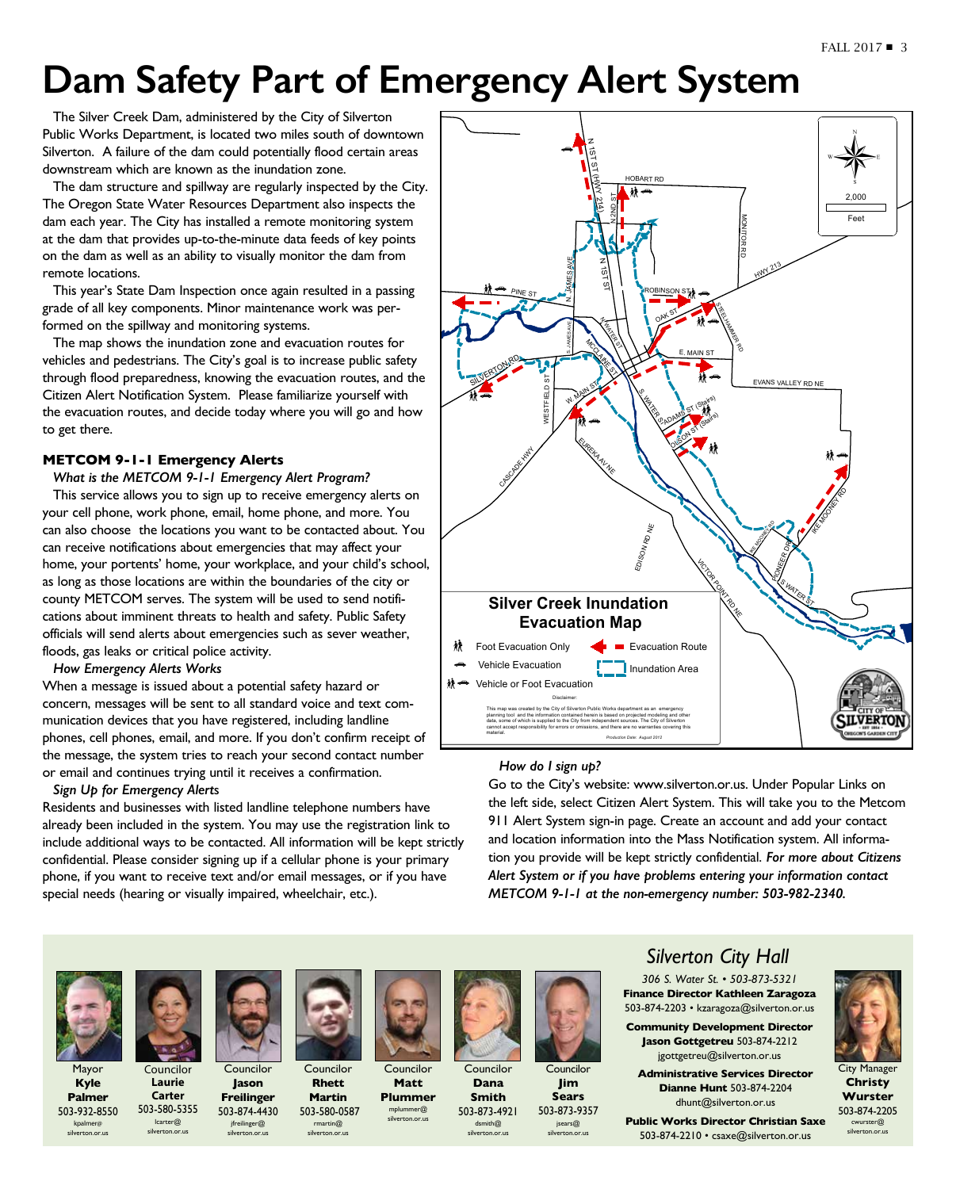# Dam Safety Part of Emergency Alert System

The Silver Creek Dam, administered by the City of Silverton Public Works Department, is located two miles south of downtown Silverton. A failure of the dam could potentially flood certain areas downstream which are known as the inundation zone.

The dam structure and spillway are regularly inspected by the City. The Oregon State Water Resources Department also inspects the dam each year. The City has installed a remote monitoring system at the dam that provides up-to-the-minute data feeds of key points on the dam as well as an ability to visually monitor the dam from remote locations.

This year's State Dam Inspection once again resulted in a passing grade of all key components. Minor maintenance work was performed on the spillway and monitoring systems.

The map shows the inundation zone and evacuation routes for vehicles and pedestrians. The City's goal is to increase public safety through flood preparedness, knowing the evacuation routes, and the Citizen Alert Notification System. Please familiarize yourself with the evacuation routes, and decide today where you will go and how to get there.

**Silver Creek Inundation Evacuation Map**

- Foot Evacuation Only
- Vehicle Evacuation
- Vehicle or Foot Evacuation
- Evacuation Route
- Inundation Area

Disclaimer: This map was created by the City of Silverton Public Works department as an emergency planning tool and the information contained herein is based on projected modeling and other data, some of which is supplied to the City from independent sources. The City of Silverton cannot accept responsibility for errors or omissions, and there are no warranties covering this material.

Production Date: August 2013

### METCOM 9-1-1 Emergency Alerts

*What is the METCOM 9-1-1 Emergency Alert Program?*

This service allows you to sign up to receive emergency alerts on your cell phone, work phone, email, home phone, and more. You can also choose the locations you want to be contacted about. You can receive notifications about emergencies that may affect your home, your portents' home, your workplace, and your child's school, as long as those locations are within the boundaries of the city or county METCOM serves. The system will be used to send notifications about imminent threats to health and safety. Public Safety officials will send alerts about emergencies such as sever weather, floods, gas leaks or critical police activity.

*How Emergency Alerts Works*

When a message is issued about a potential safety hazard or concern, messages will be sent to all standard voice and text communication devices that you have registered, including landline phones, cell phones, email, and more. If you don't confirm receipt of the message, the system tries to reach your second contact number or email and continues trying until it receives a confirmation.

*Sign Up for Emergency Alerts*

Residents and businesses with listed landline telephone numbers have already been included in the system. You may use the registration link to include additional ways to be contacted. All information will be kept strictly confidential. Please consider signing up if a cellular phone is your primary phone, if you want to receive text and/or email messages, or if you have special needs (hearing or visually impaired, wheelchair, etc.).

*How do I sign up?*

Go to the City's website: www.silverton.or.us. Under Popular Links on the left side, select Citizen Alert System. This will take you to the Metcom 911 Alert System sign-in page. Create an account and add your contact and location information into the Mass Notification system. All information you provide will be kept strictly confidential. ***For more about Citizens Alert System or if you have problems entering your information contact METCOM 9-1-1 at the non-emergency number: 503-982-2340.***

---

Mayor **Kyle Palmer** 503-932-8550 kpalmer@silverton.or.us

Councilor **Laurie Carter** 503-580-5355 lcarter@silverton.or.us

Councilor **Jason Freilinger** 503-874-4430 jfreilinger@silverton.or.us

Councilor **Rhett Martin** 503-580-0587 rmartin@silverton.or.us

Councilor **Matt Plummer** mplummer@silverton.or.us

Councilor **Dana Smith** 503-873-4921 dsmith@silverton.or.us

Councilor **Jim Sears** 503-873-9357 jsears@silverton.or.us

## *Silverton City Hall*

*306 S. Water St. • 503-873-5321*

**Finance Director Kathleen Zaragoza** 503-874-2203 • kzaragoza@silverton.or.us

**Community Development Director Jason Gottgetreu** 503-874-2212 jgottgetreu@silverton.or.us

**Administrative Services Director Dianne Hunt** 503-874-2204 dhunt@silverton.or.us

**Public Works Director Christian Saxe** 503-874-2210 • csaxe@silverton.or.us

City Manager **Christy Wurster** 503-874-2205 cwurster@silverton.or.us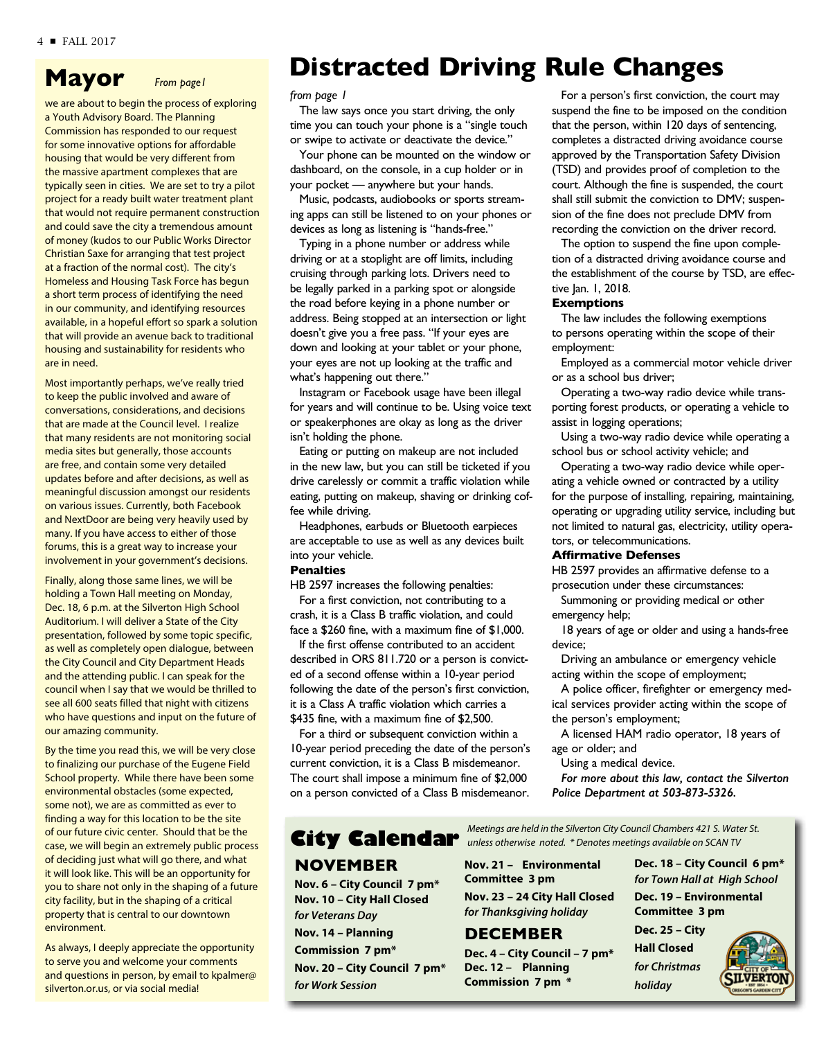## Mayor

*From page 1*

we are about to begin the process of exploring a Youth Advisory Board. The Planning Commission has responded to our request for some innovative options for affordable housing that would be very different from the massive apartment complexes that are typically seen in cities. We are set to try a pilot project for a ready built water treatment plant that would not require permanent construction and could save the city a tremendous amount of money (kudos to our Public Works Director Christian Saxe for arranging that test project at a fraction of the normal cost). The city's Homeless and Housing Task Force has begun a short term process of identifying the need in our community, and identifying resources available, in a hopeful effort so spark a solution that will provide an avenue back to traditional housing and sustainability for residents who are in need.

Most importantly perhaps, we've really tried to keep the public involved and aware of conversations, considerations, and decisions that are made at the Council level. I realize that many residents are not monitoring social media sites but generally, those accounts are free, and contain some very detailed updates before and after decisions, as well as meaningful discussion amongst our residents on various issues. Currently, both Facebook and NextDoor are being very heavily used by many. If you have access to either of those forums, this is a great way to increase your involvement in your government's decisions.

Finally, along those same lines, we will be holding a Town Hall meeting on Monday, Dec. 18, 6 p.m. at the Silverton High School Auditorium. I will deliver a State of the City presentation, followed by some topic specific, as well as completely open dialogue, between the City Council and City Department Heads and the attending public. I can speak for the council when I say that we would be thrilled to see all 600 seats filled that night with citizens who have questions and input on the future of our amazing community.

By the time you read this, we will be very close to finalizing our purchase of the Eugene Field School property. While there have been some environmental obstacles (some expected, some not), we are as committed as ever to finding a way for this location to be the site of our future civic center. Should that be the case, we will begin an extremely public process of deciding just what will go there, and what it will look like. This will be an opportunity for you to share not only in the shaping of a future city facility, but in the shaping of a critical property that is central to our downtown environment.

As always, I deeply appreciate the opportunity to serve you and welcome your comments and questions in person, by email to kpalmer@silverton.or.us, or via social media!

# Distracted Driving Rule Changes

*from page 1*

The law says once you start driving, the only time you can touch your phone is a "single touch or swipe to activate or deactivate the device."

Your phone can be mounted on the window or dashboard, on the console, in a cup holder or in your pocket — anywhere but your hands.

Music, podcasts, audiobooks or sports streaming apps can still be listened to on your phones or devices as long as listening is "hands-free."

Typing in a phone number or address while driving or at a stoplight are off limits, including cruising through parking lots. Drivers need to be legally parked in a parking spot or alongside the road before keying in a phone number or address. Being stopped at an intersection or light doesn't give you a free pass. "If your eyes are down and looking at your tablet or your phone, your eyes are not up looking at the traffic and what's happening out there."

Instagram or Facebook usage have been illegal for years and will continue to be. Using voice text or speakerphones are okay as long as the driver isn't holding the phone.

Eating or putting on makeup are not included in the new law, but you can still be ticketed if you drive carelessly or commit a traffic violation while eating, putting on makeup, shaving or drinking coffee while driving.

Headphones, earbuds or Bluetooth earpieces are acceptable to use as well as any devices built into your vehicle.

### Penalties

HB 2597 increases the following penalties:

For a first conviction, not contributing to a crash, it is a Class B traffic violation, and could face a $260 fine, with a maximum fine of $1,000.

If the first offense contributed to an accident described in ORS 811.720 or a person is convicted of a second offense within a 10-year period following the date of the person's first conviction, it is a Class A traffic violation which carries a $435 fine, with a maximum fine of $2,500.

For a third or subsequent conviction within a 10-year period preceding the date of the person's current conviction, it is a Class B misdemeanor. The court shall impose a minimum fine of $2,000 on a person convicted of a Class B misdemeanor.

For a person's first conviction, the court may suspend the fine to be imposed on the condition that the person, within 120 days of sentencing, completes a distracted driving avoidance course approved by the Transportation Safety Division (TSD) and provides proof of completion to the court. Although the fine is suspended, the court shall still submit the conviction to DMV; suspension of the fine does not preclude DMV from recording the conviction on the driver record.

The option to suspend the fine upon completion of a distracted driving avoidance course and the establishment of the course by TSD, are effective Jan. 1, 2018.

### Exemptions

The law includes the following exemptions to persons operating within the scope of their employment:

Employed as a commercial motor vehicle driver or as a school bus driver;

Operating a two-way radio device while transporting forest products, or operating a vehicle to assist in logging operations;

Using a two-way radio device while operating a school bus or school activity vehicle; and

Operating a two-way radio device while operating a vehicle owned or contracted by a utility for the purpose of installing, repairing, maintaining, operating or upgrading utility service, including but not limited to natural gas, electricity, utility operators, or telecommunications.

### Affirmative Defenses

HB 2597 provides an affirmative defense to a prosecution under these circumstances:

Summoning or providing medical or other emergency help;

18 years of age or older and using a hands-free device;

Driving an ambulance or emergency vehicle acting within the scope of employment;

A police officer, firefighter or emergency medical services provider acting within the scope of the person's employment;

A licensed HAM radio operator, 18 years of age or older; and

Using a medical device.

***For more about this law, contact the Silverton Police Department at 503-873-5326.***

## City Calendar

*Meetings are held in the Silverton City Council Chambers 421 S. Water St. unless otherwise noted. * Denotes meetings available on SCAN TV*

### NOVEMBER

**Nov. 6 – City Council 7 pm***

**Nov. 10 – City Hall Closed** ***for Veterans Day***

**Nov. 14 – Planning Commission 7 pm***

**Nov. 20 – City Council 7 pm*** ***for Work Session***

**Nov. 21 – Environmental Committee 3 pm**

**Nov. 23 – 24 City Hall Closed** ***for Thanksgiving holiday***

### DECEMBER

**Dec. 4 – City Council – 7 pm***

**Dec. 12 – Planning Commission 7 pm ***

**Dec. 18 – City Council 6 pm*** ***for Town Hall at High School***

**Dec. 19 – Environmental Committee 3 pm**

**Dec. 25 – City Hall Closed** ***for Christmas holiday***